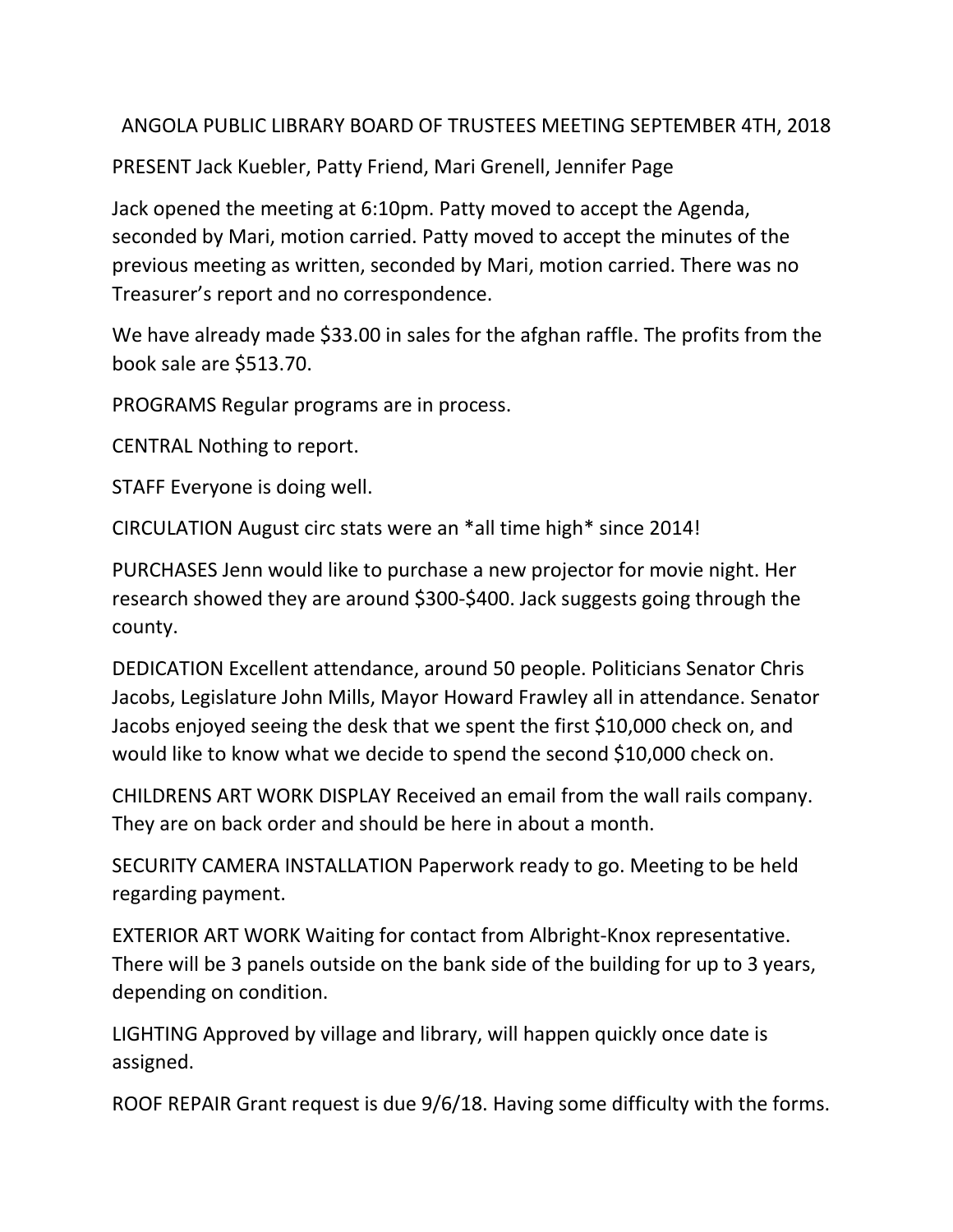# ANGOLA PUBLIC LIBRARY BOARD OF TRUSTEES MEETING SEPTEMBER 4TH, 2018

PRESENT Jack Kuebler, Patty Friend, Mari Grenell, Jennifer Page

Jack opened the meeting at 6:10pm. Patty moved to accept the Agenda, seconded by Mari, motion carried. Patty moved to accept the minutes of the previous meeting as written, seconded by Mari, motion carried. There was no Treasurer's report and no correspondence.

We have already made $33.00 in sales for the afghan raffle. The profits from the book sale are $513.70.

PROGRAMS Regular programs are in process.

CENTRAL Nothing to report.

STAFF Everyone is doing well.

CIRCULATION August circ stats were an *all time high* since 2014!

PURCHASES Jenn would like to purchase a new projector for movie night. Her research showed they are around $300-$400. Jack suggests going through the county.

DEDICATION Excellent attendance, around 50 people. Politicians Senator Chris Jacobs, Legislature John Mills, Mayor Howard Frawley all in attendance. Senator Jacobs enjoyed seeing the desk that we spent the first $10,000 check on, and would like to know what we decide to spend the second $10,000 check on.

CHILDRENS ART WORK DISPLAY Received an email from the wall rails company. They are on back order and should be here in about a month.

SECURITY CAMERA INSTALLATION Paperwork ready to go. Meeting to be held regarding payment.

EXTERIOR ART WORK Waiting for contact from Albright-Knox representative. There will be 3 panels outside on the bank side of the building for up to 3 years, depending on condition.

LIGHTING Approved by village and library, will happen quickly once date is assigned.

ROOF REPAIR Grant request is due 9/6/18. Having some difficulty with the forms.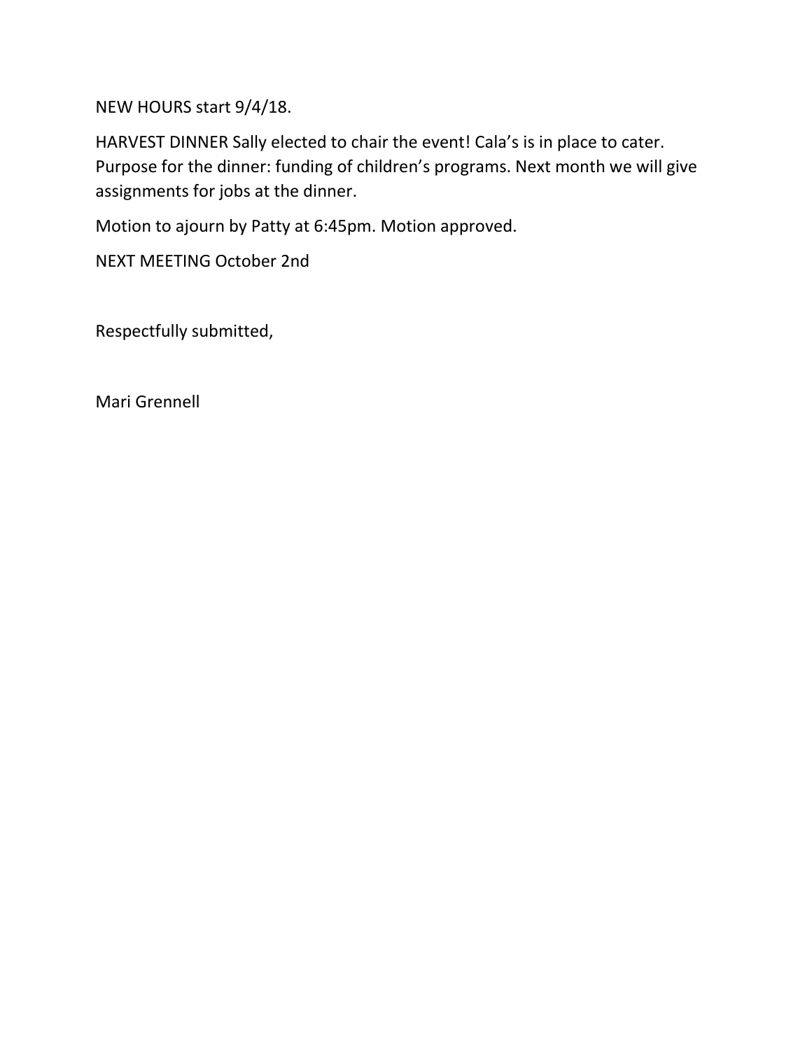NEW HOURS start 9/4/18.

HARVEST DINNER Sally elected to chair the event! Cala's is in place to cater. Purpose for the dinner: funding of children's programs. Next month we will give assignments for jobs at the dinner.

Motion to ajourn by Patty at 6:45pm. Motion approved.

NEXT MEETING October 2nd

Respectfully submitted,

Mari Grennell